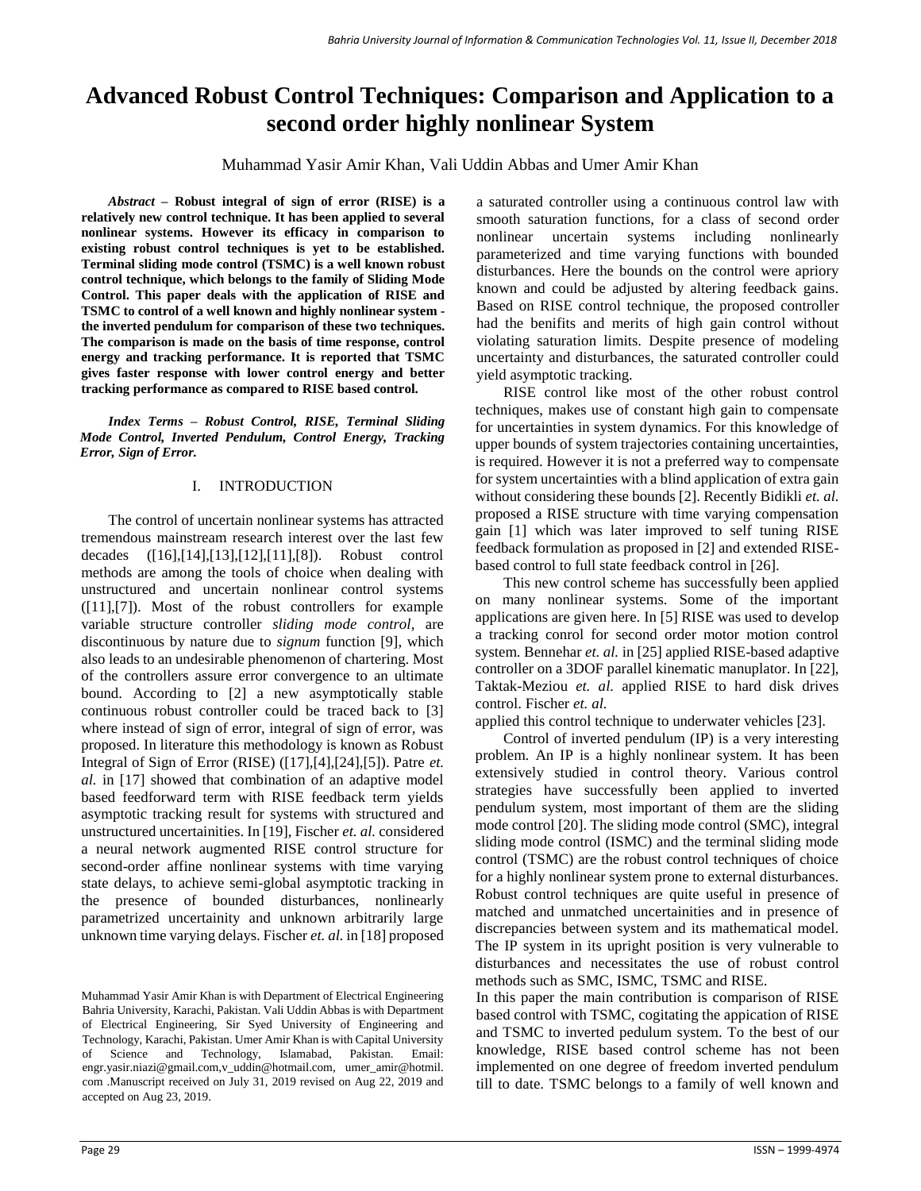# Advanced Robust Control Techniques: Comparison and Application to a second order highly nonlinear System

Muhammad Yasir Amir Khan, Vali Uddin Abbas and Umer Amir Khan

***Abstract*** **– Robust integral of sign of error (RISE) is a relatively new control technique. It has been applied to several nonlinear systems. However its efficacy in comparison to existing robust control techniques is yet to be established. Terminal sliding mode control (TSMC) is a well known robust control technique, which belongs to the family of Sliding Mode Control. This paper deals with the application of RISE and TSMC to control of a well known and highly nonlinear system - the inverted pendulum for comparison of these two techniques. The comparison is made on the basis of time response, control energy and tracking performance. It is reported that TSMC gives faster response with lower control energy and better tracking performance as compared to RISE based control.**

***Index Terms – Robust Control, RISE, Terminal Sliding Mode Control, Inverted Pendulum, Control Energy, Tracking Error, Sign of Error.***

## I. INTRODUCTION

The control of uncertain nonlinear systems has attracted tremendous mainstream research interest over the last few decades ([16],[14],[13],[12],[11],[8]). Robust control methods are among the tools of choice when dealing with unstructured and uncertain nonlinear control systems ([11],[7]). Most of the robust controllers for example variable structure controller *sliding mode control*, are discontinuous by nature due to *signum* function [9], which also leads to an undesirable phenomenon of chartering. Most of the controllers assure error convergence to an ultimate bound. According to [2] a new asymptotically stable continuous robust controller could be traced back to [3] where instead of sign of error, integral of sign of error, was proposed. In literature this methodology is known as Robust Integral of Sign of Error (RISE) ([17],[4],[24],[5]). Patre *et. al.* in [17] showed that combination of an adaptive model based feedforward term with RISE feedback term yields asymptotic tracking result for systems with structured and unstructured uncertainities. In [19], Fischer *et. al.* considered a neural network augmented RISE control structure for second-order affine nonlinear systems with time varying state delays, to achieve semi-global asymptotic tracking in the presence of bounded disturbances, nonlinearly parametrized uncertainity and unknown arbitrarily large unknown time varying delays. Fischer *et. al.* in [18] proposed a saturated controller using a continuous control law with smooth saturation functions, for a class of second order nonlinear uncertain systems including nonlinearly parameterized and time varying functions with bounded disturbances. Here the bounds on the control were apriory known and could be adjusted by altering feedback gains. Based on RISE control technique, the proposed controller had the benifits and merits of high gain control without violating saturation limits. Despite presence of modeling uncertainty and disturbances, the saturated controller could yield asymptotic tracking.

RISE control like most of the other robust control techniques, makes use of constant high gain to compensate for uncertainties in system dynamics. For this knowledge of upper bounds of system trajectories containing uncertainties, is required. However it is not a preferred way to compensate for system uncertainties with a blind application of extra gain without considering these bounds [2]. Recently Bidikli *et. al.* proposed a RISE structure with time varying compensation gain [1] which was later improved to self tuning RISE feedback formulation as proposed in [2] and extended RISE-based control to full state feedback control in [26].

This new control scheme has successfully been applied on many nonlinear systems. Some of the important applications are given here. In [5] RISE was used to develop a tracking conrol for second order motor motion control system. Bennehar *et. al.* in [25] applied RISE-based adaptive controller on a 3DOF parallel kinematic manuplator. In [22], Taktak-Meziou *et. al.* applied RISE to hard disk drives control. Fischer *et. al.* applied this control technique to underwater vehicles [23].

Control of inverted pendulum (IP) is a very interesting problem. An IP is a highly nonlinear system. It has been extensively studied in control theory. Various control strategies have successfully been applied to inverted pendulum system, most important of them are the sliding mode control [20]. The sliding mode control (SMC), integral sliding mode control (ISMC) and the terminal sliding mode control (TSMC) are the robust control techniques of choice for a highly nonlinear system prone to external disturbances. Robust control techniques are quite useful in presence of matched and unmatched uncertainities and in presence of discrepancies between system and its mathematical model. The IP system in its upright position is very vulnerable to disturbances and necessitates the use of robust control methods such as SMC, ISMC, TSMC and RISE.

In this paper the main contribution is comparison of RISE based control with TSMC, cogitating the appication of RISE and TSMC to inverted pedulum system. To the best of our knowledge, RISE based control scheme has not been implemented on one degree of freedom inverted pendulum till to date. TSMC belongs to a family of well known and

Muhammad Yasir Amir Khan is with Department of Electrical Engineering Bahria University, Karachi, Pakistan. Vali Uddin Abbas is with Department of Electrical Engineering, Sir Syed University of Engineering and Technology, Karachi, Pakistan. Umer Amir Khan is with Capital University of Science and Technology, Islamabad, Pakistan. Email: engr.yasir.niazi@gmail.com,v_uddin@hotmail.com, umer_amir@hotmil.com .Manuscript received on July 31, 2019 revised on Aug 22, 2019 and accepted on Aug 23, 2019.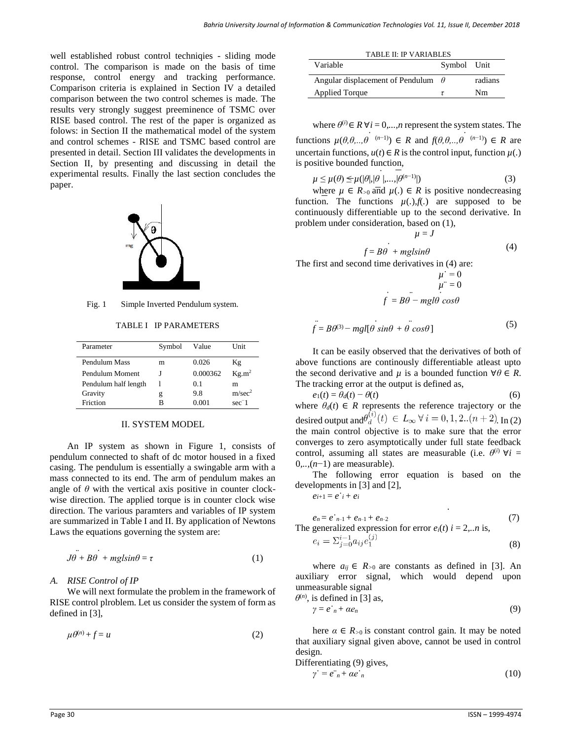well established robust control techniqies - sliding mode control. The comparison is made on the basis of time response, control energy and tracking performance. Comparison criteria is explained in Section IV a detailed comparison between the two control schemes is made. The results very strongly suggest preeminence of TSMC over RISE based control. The rest of the paper is organized as folows: in Section II the mathematical model of the system and control schemes - RISE and TSMC based control are presented in detail. Section III validates the developments in Section II, by presenting and discussing in detail the experimental results. Finally the last section concludes the paper.

Fig. 1 Simple Inverted Pendulum system.

TABLE I IP PARAMETERS

| Parameter | Symbol | Value | Unit |
|---|---|---|---|
| Pendulum Mass | m | 0.026 | Kg |
| Pendulum Moment | J | 0.000362 | Kg.m$^2$ |
| Pendulum half length | l | 0.1 | m |
| Gravity | g | 9.8 | m/sec$^2$ |
| Friction | B | 0.001 | sec$^{-1}$ |

## II. SYSTEM MODEL

An IP system as shown in Figure 1, consists of pendulum connected to shaft of dc motor housed in a fixed casing. The pendulum is essentially a swingable arm with a mass connected to its end. The arm of pendulum makes an angle of $\theta$ with the vertical axis positive in counter clock-wise direction. The applied torque is in counter clock wise direction. The various paramters and variables of IP system are summarized in Table I and II. By application of Newtons Laws the equations governing the system are:

$$J\ddot{\theta} + B\dot{\theta} + mglsin\theta = \tau \tag{1}$$

### A. RISE Control of IP

We will next formulate the problem in the framework of RISE control plroblem. Let us consider the system of form as defined in [3],

$$\mu\theta^{(n)} + f = u \tag{2}$$

TABLE II: IP VARIABLES

| Variable | Symbol | Unit |
|---|---|---|
| Angular displacement of Pendulum | $\theta$ | radians |
| Applied Torque | $\tau$ | Nm |

where $\theta^{(i)} \in R\ \forall i = 0,...,n$ represent the system states. The functions $\mu(\theta,\dot{\theta},..,\theta^{(n-1)}) \in R$ and $f(\theta,\dot{\theta},..,\theta^{(n-1)}) \in R$ are uncertain functions, $u(t) \in R$ is the control input, function $\mu(.)$ is positive bounded function,

$$\underline{\mu} \leq \mu(\theta) \leq \overline{\mu}(|\theta|,|\dot{\theta}|,...,|\theta^{(n-1)}|) \tag{3}$$

where $\underline{\mu} \in R_{>0}$ and $\overline{\mu}(.) \in R$ is positive nondecreasing function. The functions $\mu(.),f(.)$ are supposed to be continuously differentiable up to the second derivative. In problem under consideration, based on (1),

$$\mu = J$$
$$f = B\dot{\theta} + mglsin\theta \tag{4}$$

The first and second time derivatives in (4) are:

$$\dot{\mu} = 0$$
$$\ddot{\mu} = 0$$
$$\dot{f} = B\ddot{\theta} - mgl\dot{\theta}\ cos\theta$$

$$\ddot{f} = B\theta^{(3)} - mgl[\dot{\theta}\ sin\theta + \ddot{\theta}\ cos\theta] \tag{5}$$

It can be easily observed that the derivatives of both of above functions are continously differentiable atleast upto the second derivative and $\mu$ is a bounded function $\forall\theta \in R$. The tracking error at the output is defined as,

$$e_1(t) = \theta_d(t) - \theta(t) \tag{6}$$

where $\theta_d(t) \in R$ represents the reference trajectory or the desired output and $\theta_d^{(i)}(t) \in L_\infty\ \forall\ i = 0, 1, 2..(n+2)$. In (2) the main control objective is to make sure that the error converges to zero asymptotically under full state feedback control, assuming all states are measurable (i.e. $\theta^{(i)}\ \forall i = 0,..,(n-1)$ are measurable).

The following error equation is based on the developments in [3] and [2],

$$e_{i+1} = \dot{e}_i + e_i$$
$$\vdots$$
$$e_n = \dot{e}_{n-1} + e_{n-1} + e_{n-2} \tag{7}$$

The generalized expression for error $e_i(t)$ $i = 2,..n$ is,

$$e_i = \Sigma_{j=0}^{i-1} a_{ij} e_1^{(j)} \tag{8}$$

where $a_{ij} \in R_{>0}$ are constants as defined in [3]. An auxiliary error signal, which would depend upon unmeasurable signal $\theta^{(n)}$, is defined in [3] as,

$$\gamma = \dot{e}_n + \alpha e_n \tag{9}$$

here $\alpha \in R_{>0}$ is constant control gain. It may be noted that auxiliary signal given above, cannot be used in control design.

Differentiating (9) gives,

$$\dot{\gamma} = \ddot{e}_n + \alpha\dot{e}_n \tag{10}$$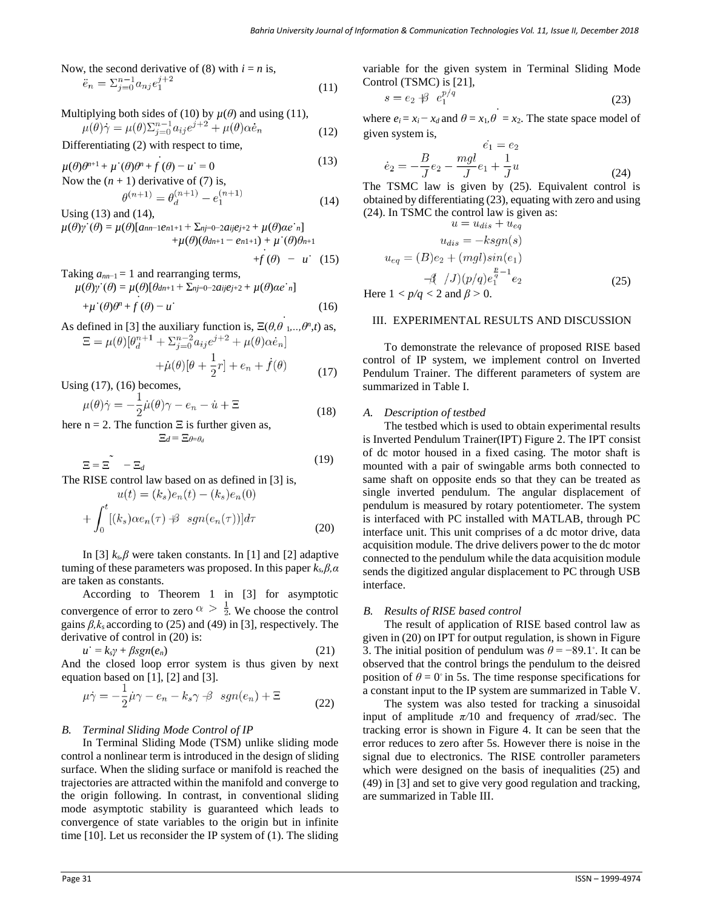Now, the second derivative of (8) with $i = n$ is,

$$\ddot{e}_n = \Sigma_{j=0}^{n-1} a_{nj} e_1^{j+2} \tag{11}$$

Multiplying both sides of (10) by $\mu(\theta)$ and using (11),

$$\mu(\theta)\dot{\gamma} = \mu(\theta)\Sigma_{j=0}^{n-1} a_{ij} e^{j+2} + \mu(\theta)\alpha\dot{e}_n \tag{12}$$

Differentiating (2) with respect to time,

$$\mu(\theta)\theta^{n+1} + \mu^{\cdot}(\theta)\theta^{n} + \dot{f}(\theta) - u^{\cdot} = 0 \tag{13}$$

Now the $(n + 1)$ derivative of (7) is,

$$\theta^{(n+1)} = \theta_d^{(n+1)} - e_1^{(n+1)} \tag{14}$$

Using (13) and (14),

$$\mu(\theta)\gamma^{\cdot}(\theta) = \mu(\theta)[a_{nn-1}e_{n1+1} + \Sigma_{nj=0-2}a_{ij}e_{j+2} + \mu(\theta)\alpha e^{\cdot}{}_n] + \mu(\theta)(\theta_{dn+1} - e_{n1+1}) + \mu^{\cdot}(\theta)\theta_{n+1} + \dot{f}(\theta) - u^{\cdot} \tag{15}$$

Taking $a_{nn-1} = 1$ and rearranging terms,

$$\mu(\theta)\gamma^{\cdot}(\theta) = \mu(\theta)[\theta_{dn+1} + \Sigma_{nj=0-2}a_{ij}e_{j+2} + \mu(\theta)\alpha e^{\cdot}{}_n] + \mu^{\cdot}(\theta)\theta^{n} + \dot{f}(\theta) - u^{\cdot} \tag{16}$$

As defined in [3] the auxiliary function is, $\Xi(\theta, \dot{\theta}_1, .., \theta^n, t)$ as,

$$\Xi = \mu(\theta)[\theta_d^{n+1} + \Sigma_{j=0}^{n-2} a_{ij} e^{j+2} + \mu(\theta)\alpha\dot{e}_n] + \dot{\mu}(\theta)[\theta + \frac{1}{2}r] + e_n + \dot{f}(\theta) \tag{17}$$

Using (17), (16) becomes,

$$\mu(\theta)\dot{\gamma} = -\frac{1}{2}\dot{\mu}(\theta)\gamma - e_n - \dot{u} + \Xi \tag{18}$$

here n = 2. The function $\Xi$ is further given as,

$$\Xi_d = \Xi_{\theta=\theta_d}$$

$$\Xi = \tilde{\Xi} - \Xi_d \tag{19}$$

The RISE control law based on as defined in [3] is,

$$u(t) = (k_s)e_n(t) - (k_s)e_n(0) + \int_0^t [(k_s)\alpha e_n(\tau) + \beta \; sgn(e_n(\tau))] d\tau \tag{20}$$

In [3] $k_s, \beta$ were taken constants. In [1] and [2] adaptive tuming of these parameters was proposed. In this paper $k_s, \beta, \alpha$ are taken as constants.

According to Theorem 1 in [3] for asymptotic convergence of error to zero $\alpha > \frac{1}{2}$. We choose the control gains $\beta, k_s$ according to (25) and (49) in [3], respectively. The derivative of control in (20) is:

$$u^{\cdot} = k_s\gamma + \beta sgn(e_n) \tag{21}$$

And the closed loop error system is thus given by next equation based on [1], [2] and [3].

$$\mu\dot{\gamma} = -\frac{1}{2}\dot{\mu}\gamma - e_n - k_s\gamma - \beta \; sgn(e_n) + \Xi \tag{22}$$

### B. Terminal Sliding Mode Control of IP

In Terminal Sliding Mode (TSM) unlike sliding mode control a nonlinear term is introduced in the design of sliding surface. When the sliding surface or manifold is reached the trajectories are attracted within the manifold and converge to the origin following. In contrast, in conventional sliding mode asymptotic stability is guaranteed which leads to convergence of state variables to the origin but in infinite time [10]. Let us reconsider the IP system of (1). The sliding variable for the given system in Terminal Sliding Mode Control (TSMC) is [21],

$$s = e_2 + \beta \; e_1^{p/q} \tag{23}$$

where $e_i = x_i - x_d$ and $\theta = x_1, \dot{\theta} = x_2$. The state space model of given system is,

$$\dot{e}_1 = e_2$$

$$\dot{e}_2 = -\frac{B}{J}e_2 - \frac{mgl}{J}e_1 + \frac{1}{J}u \tag{24}$$

The TSMC law is given by (25). Equivalent control is obtained by differentiating (23), equating with zero and using (24). In TSMC the control law is given as:

$$u = u_{dis} + u_{eq}$$

$$u_{dis} = -ksgn(s)$$

$$u_{eq} = (B)e_2 + (mgl)sin(e_1) - \beta(/J)(p/q)e_1^{\frac{p}{q}-1}e_2 \tag{25}$$

Here $1 < p/q < 2$ and $\beta > 0$.

## III. EXPERIMENTAL RESULTS AND DISCUSSION

To demonstrate the relevance of proposed RISE based control of IP system, we implement control on Inverted Pendulum Trainer. The different parameters of system are summarized in Table I.

### A. Description of testbed

The testbed which is used to obtain experimental results is Inverted Pendulum Trainer(IPT) Figure 2. The IPT consist of dc motor housed in a fixed casing. The motor shaft is mounted with a pair of swingable arms both connected to same shaft on opposite ends so that they can be treated as single inverted pendulum. The angular displacement of pendulum is measured by rotary potentiometer. The system is interfaced with PC installed with MATLAB, through PC interface unit. This unit comprises of a dc motor drive, data acquisition module. The drive delivers power to the dc motor connected to the pendulum while the data acquisition module sends the digitized angular displacement to PC through USB interface.

### B. Results of RISE based control

The result of application of RISE based control law as given in (20) on IPT for output regulation, is shown in Figure 3. The initial position of pendulum was $\theta = -89.1^{\circ}$. It can be observed that the control brings the pendulum to the deisred position of $\theta = 0^{\circ}$ in 5s. The time response specifications for a constant input to the IP system are summarized in Table V.

The system was also tested for tracking a sinusoidal input of amplitude $\pi/10$ and frequency of $\pi$rad/sec. The tracking error is shown in Figure 4. It can be seen that the error reduces to zero after 5s. However there is noise in the signal due to electronics. The RISE controller parameters which were designed on the basis of inequalities (25) and (49) in [3] and set to give very good regulation and tracking, are summarized in Table III.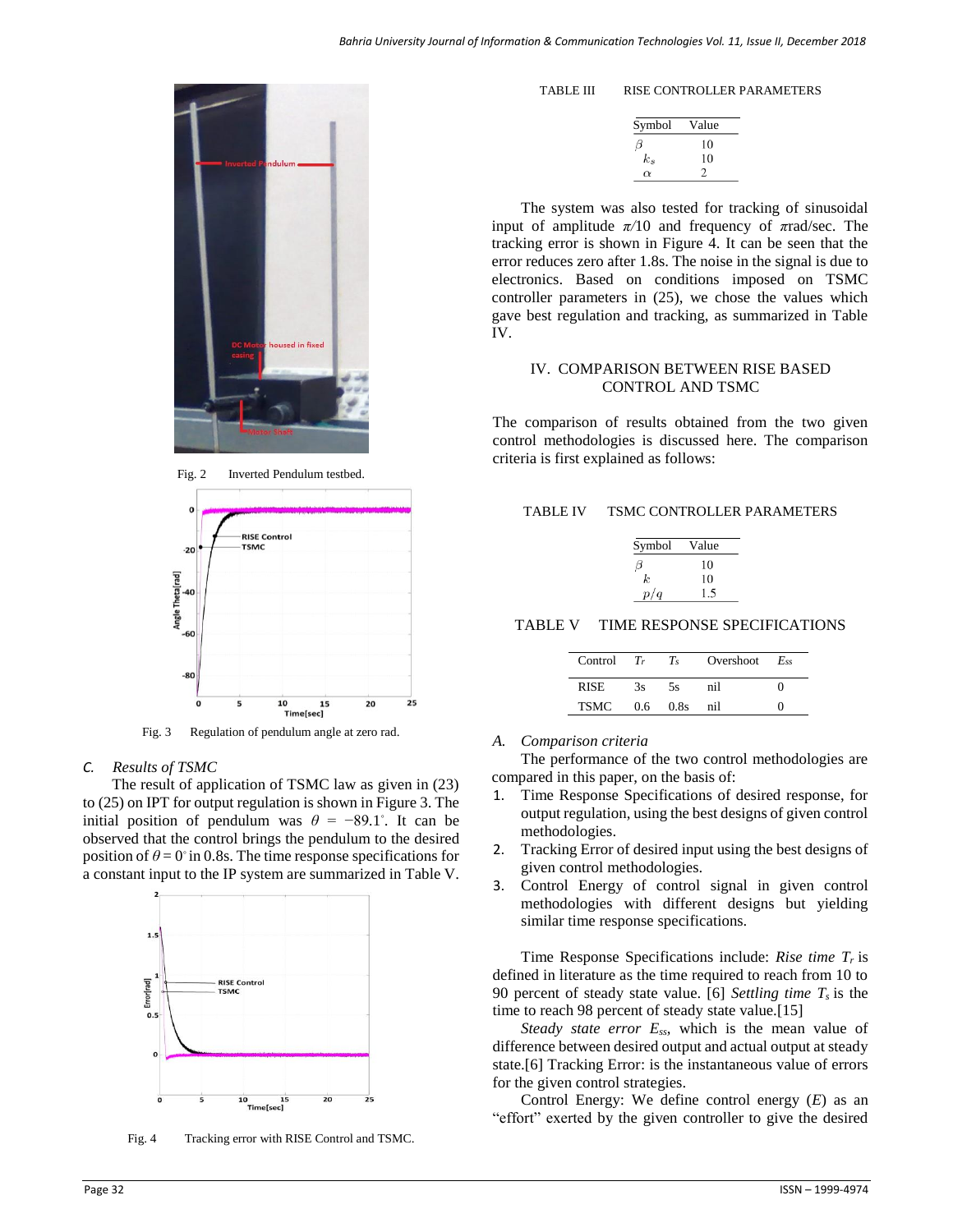Fig. 2 Inverted Pendulum testbed.

Fig. 3 Regulation of pendulum angle at zero rad.

### C. Results of TSMC

The result of application of TSMC law as given in (23) to (25) on IPT for output regulation is shown in Figure 3. The initial position of pendulum was $\theta = -89.1^{\circ}$. It can be observed that the control brings the pendulum to the desired position of $\theta = 0^{\circ}$ in 0.8s. The time response specifications for a constant input to the IP system are summarized in Table V.

Fig. 4 Tracking error with RISE Control and TSMC.

TABLE III RISE CONTROLLER PARAMETERS

| Symbol | Value |
|---|---|
| $\beta$ | 10 |
| $k_s$ | 10 |
| $\alpha$ | 2 |

The system was also tested for tracking of sinusoidal input of amplitude $\pi/10$ and frequency of $\pi$rad/sec. The tracking error is shown in Figure 4. It can be seen that the error reduces zero after 1.8s. The noise in the signal is due to electronics. Based on conditions imposed on TSMC controller parameters in (25), we chose the values which gave best regulation and tracking, as summarized in Table IV.

## IV. COMPARISON BETWEEN RISE BASED CONTROL AND TSMC

The comparison of results obtained from the two given control methodologies is discussed here. The comparison criteria is first explained as follows:

TABLE IV TSMC CONTROLLER PARAMETERS

| Symbol | Value |
|---|---|
| $\beta$ | 10 |
| $k$ | 10 |
| $p/q$ | 1.5 |

TABLE V TIME RESPONSE SPECIFICATIONS

| Control | $T_r$ | $T_s$ | Overshoot | $E_{ss}$ |
|---|---|---|---|---|
| RISE | 3s | 5s | nil | 0 |
| TSMC | 0.6 | 0.8s | nil | 0 |

### A. Comparison criteria

The performance of the two control methodologies are compared in this paper, on the basis of:

1. Time Response Specifications of desired response, for output regulation, using the best designs of given control methodologies.
2. Tracking Error of desired input using the best designs of given control methodologies.
3. Control Energy of control signal in given control methodologies with different designs but yielding similar time response specifications.

Time Response Specifications include: *Rise time* $T_r$ is defined in literature as the time required to reach from 10 to 90 percent of steady state value. [6] *Settling time* $T_s$ is the time to reach 98 percent of steady state value.[15]

*Steady state error* $E_{ss}$, which is the mean value of difference between desired output and actual output at steady state.[6] Tracking Error: is the instantaneous value of errors for the given control strategies.

Control Energy: We define control energy ($E$) as an "effort" exerted by the given controller to give the desired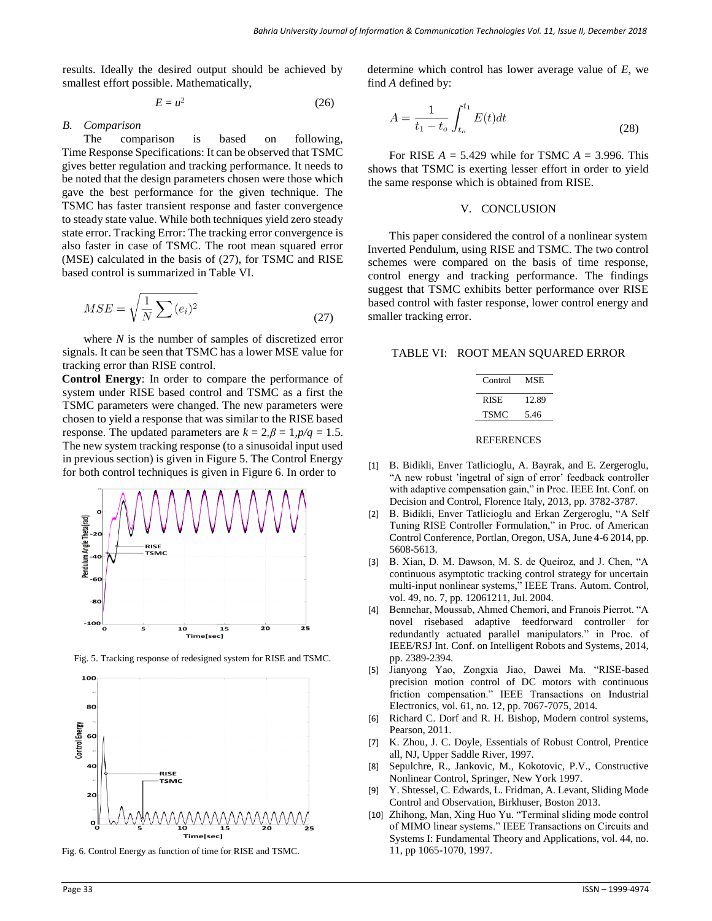results. Ideally the desired output should be achieved by smallest effort possible. Mathematically,

$$E = u^2 \tag{26}$$

*B. Comparison*

The comparison is based on following, Time Response Specifications: It can be observed that TSMC gives better regulation and tracking performance. It needs to be noted that the design parameters chosen were those which gave the best performance for the given technique. The TSMC has faster transient response and faster convergence to steady state value. While both techniques yield zero steady state error. Tracking Error: The tracking error convergence is also faster in case of TSMC. The root mean squared error (MSE) calculated in the basis of (27), for TSMC and RISE based control is summarized in Table VI.

$$MSE = \sqrt{\frac{1}{N}\sum (e_i)^2} \tag{27}$$

where $N$ is the number of samples of discretized error signals. It can be seen that TSMC has a lower MSE value for tracking error than RISE control.

**Control Energy**: In order to compare the performance of system under RISE based control and TSMC as a first the TSMC parameters were changed. The new parameters were chosen to yield a response that was similar to the RISE based response. The updated parameters are $k = 2, \beta = 1, p/q = 1.5$. The new system tracking response (to a sinusoidal input used in previous section) is given in Figure 5. The Control Energy for both control techniques is given in Figure 6. In order to

Fig. 5. Tracking response of redesigned system for RISE and TSMC.

Fig. 6. Control Energy as function of time for RISE and TSMC.

determine which control has lower average value of $E$, we find $A$ defined by:

$$A = \frac{1}{t_1 - t_o}\int_{t_o}^{t_1} E(t)dt \tag{28}$$

For RISE $A = 5.429$ while for TSMC $A = 3.996$. This shows that TSMC is exerting lesser effort in order to yield the same response which is obtained from RISE.

## V. CONCLUSION

This paper considered the control of a nonlinear system Inverted Pendulum, using RISE and TSMC. The two control schemes were compared on the basis of time response, control energy and tracking performance. The findings suggest that TSMC exhibits better performance over RISE based control with faster response, lower control energy and smaller tracking error.

TABLE VI: ROOT MEAN SQUARED ERROR

| Control | MSE |
|---|---|
| RISE | 12.89 |
| TSMC | 5.46 |

## REFERENCES

[1] B. Bidikli, Enver Tatlicioglu, A. Bayrak, and E. Zergeroglu, "A new robust 'ingetral of sign of error' feedback controller with adaptive compensation gain," in Proc. IEEE Int. Conf. on Decision and Control, Florence Italy, 2013, pp. 3782-3787.

[2] B. Bidikli, Enver Tatlicioglu and Erkan Zergeroglu, "A Self Tuning RISE Controller Formulation," in Proc. of American Control Conference, Portlan, Oregon, USA, June 4-6 2014, pp. 5608-5613.

[3] B. Xian, D. M. Dawson, M. S. de Queiroz, and J. Chen, "A continuous asymptotic tracking control strategy for uncertain multi-input nonlinear systems," IEEE Trans. Autom. Control, vol. 49, no. 7, pp. 12061211, Jul. 2004.

[4] Bennehar, Moussab, Ahmed Chemori, and Franois Pierrot. "A novel risebased adaptive feedforward controller for redundantly actuated parallel manipulators." in Proc. of IEEE/RSJ Int. Conf. on Intelligent Robots and Systems, 2014, pp. 2389-2394.

[5] Jianyong Yao, Zongxia Jiao, Dawei Ma. "RISE-based precision motion control of DC motors with continuous friction compensation." IEEE Transactions on Industrial Electronics, vol. 61, no. 12, pp. 7067-7075, 2014.

[6] Richard C. Dorf and R. H. Bishop, Modern control systems, Pearson, 2011.

[7] K. Zhou, J. C. Doyle, Essentials of Robust Control, Prentice all, NJ, Upper Saddle River, 1997.

[8] Sepulchre, R., Jankovic, M., Kokotovic, P.V., Constructive Nonlinear Control, Springer, New York 1997.

[9] Y. Shtessel, C. Edwards, L. Fridman, A. Levant, Sliding Mode Control and Observation, Birkhuser, Boston 2013.

[10] Zhihong, Man, Xing Huo Yu. "Terminal sliding mode control of MIMO linear systems." IEEE Transactions on Circuits and Systems I: Fundamental Theory and Applications, vol. 44, no. 11, pp 1065-1070, 1997.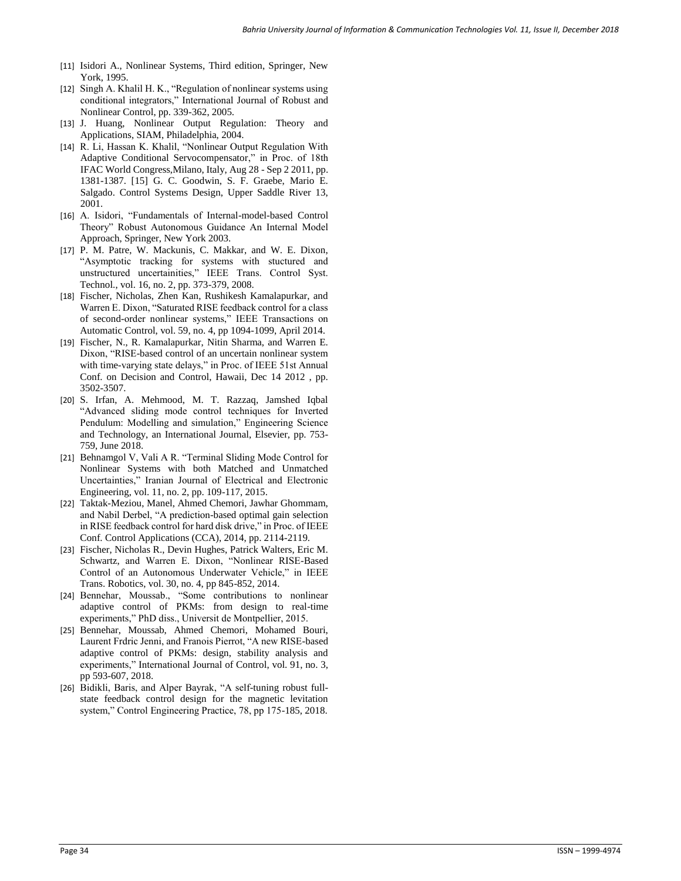[11] Isidori A., Nonlinear Systems, Third edition, Springer, New York, 1995.

[12] Singh A. Khalil H. K., "Regulation of nonlinear systems using conditional integrators," International Journal of Robust and Nonlinear Control, pp. 339-362, 2005.

[13] J. Huang, Nonlinear Output Regulation: Theory and Applications, SIAM, Philadelphia, 2004.

[14] R. Li, Hassan K. Khalil, "Nonlinear Output Regulation With Adaptive Conditional Servocompensator," in Proc. of 18th IFAC World Congress,Milano, Italy, Aug 28 - Sep 2 2011, pp. 1381-1387. [15] G. C. Goodwin, S. F. Graebe, Mario E. Salgado. Control Systems Design, Upper Saddle River 13, 2001.

[16] A. Isidori, "Fundamentals of Internal-model-based Control Theory" Robust Autonomous Guidance An Internal Model Approach, Springer, New York 2003.

[17] P. M. Patre, W. Mackunis, C. Makkar, and W. E. Dixon, "Asymptotic tracking for systems with stuctured and unstructured uncertainities," IEEE Trans. Control Syst. Technol., vol. 16, no. 2, pp. 373-379, 2008.

[18] Fischer, Nicholas, Zhen Kan, Rushikesh Kamalapurkar, and Warren E. Dixon, "Saturated RISE feedback control for a class of second-order nonlinear systems," IEEE Transactions on Automatic Control, vol. 59, no. 4, pp 1094-1099, April 2014.

[19] Fischer, N., R. Kamalapurkar, Nitin Sharma, and Warren E. Dixon, "RISE-based control of an uncertain nonlinear system with time-varying state delays," in Proc. of IEEE 51st Annual Conf. on Decision and Control, Hawaii, Dec 14 2012 , pp. 3502-3507.

[20] S. Irfan, A. Mehmood, M. T. Razzaq, Jamshed Iqbal "Advanced sliding mode control techniques for Inverted Pendulum: Modelling and simulation," Engineering Science and Technology, an International Journal, Elsevier, pp. 753-759, June 2018.

[21] Behnamgol V, Vali A R. "Terminal Sliding Mode Control for Nonlinear Systems with both Matched and Unmatched Uncertainties," Iranian Journal of Electrical and Electronic Engineering, vol. 11, no. 2, pp. 109-117, 2015.

[22] Taktak-Meziou, Manel, Ahmed Chemori, Jawhar Ghommam, and Nabil Derbel, "A prediction-based optimal gain selection in RISE feedback control for hard disk drive," in Proc. of IEEE Conf. Control Applications (CCA), 2014, pp. 2114-2119.

[23] Fischer, Nicholas R., Devin Hughes, Patrick Walters, Eric M. Schwartz, and Warren E. Dixon, "Nonlinear RISE-Based Control of an Autonomous Underwater Vehicle," in IEEE Trans. Robotics, vol. 30, no. 4, pp 845-852, 2014.

[24] Bennehar, Moussab., "Some contributions to nonlinear adaptive control of PKMs: from design to real-time experiments," PhD diss., Universit de Montpellier, 2015.

[25] Bennehar, Moussab, Ahmed Chemori, Mohamed Bouri, Laurent Frdric Jenni, and Franois Pierrot, "A new RISE-based adaptive control of PKMs: design, stability analysis and experiments," International Journal of Control, vol. 91, no. 3, pp 593-607, 2018.

[26] Bidikli, Baris, and Alper Bayrak, "A self-tuning robust full-state feedback control design for the magnetic levitation system," Control Engineering Practice, 78, pp 175-185, 2018.